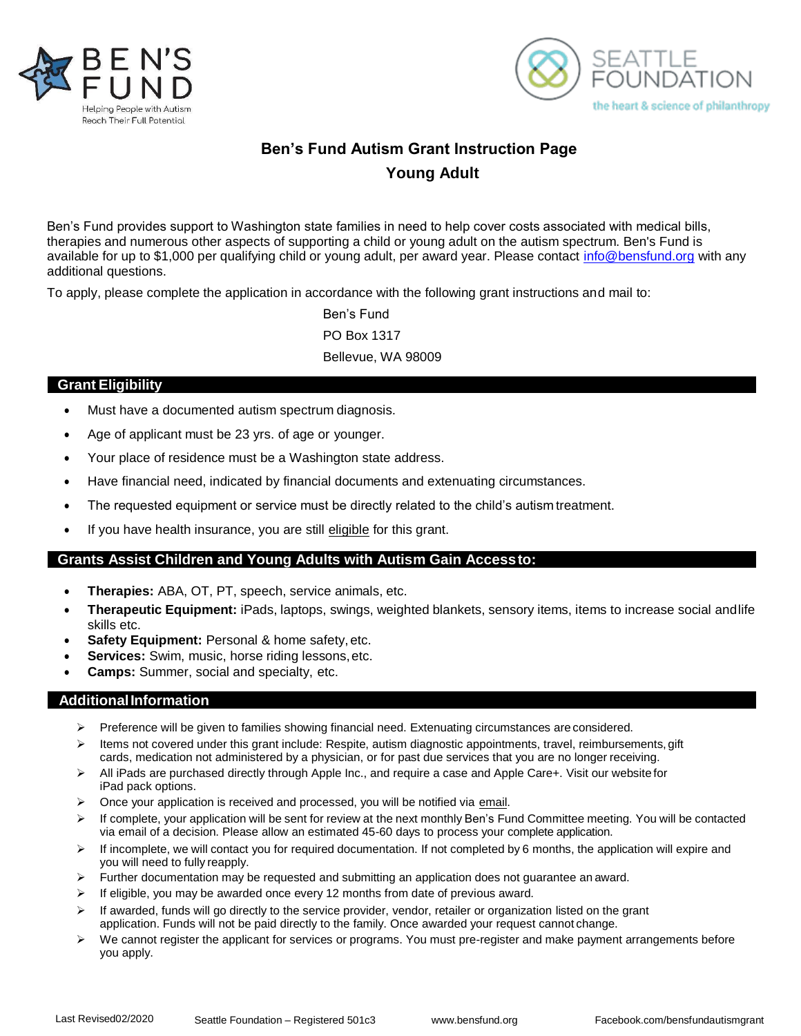BEN'S FUND

Helping People with Autism Reach Their Full Potential

SEATTLE FOUNDATION

the heart & science of philanthropy

# Ben's Fund Autism Grant Instruction Page
## Young Adult

Ben's Fund provides support to Washington state families in need to help cover costs associated with medical bills, therapies and numerous other aspects of supporting a child or young adult on the autism spectrum. Ben's Fund is available for up to $1,000 per qualifying child or young adult, per award year. Please contact info@bensfund.org with any additional questions.

To apply, please complete the application in accordance with the following grant instructions and mail to:

Ben's Fund
PO Box 1317
Bellevue, WA 98009

## Grant Eligibility

- Must have a documented autism spectrum diagnosis.
- Age of applicant must be 23 yrs. of age or younger.
- Your place of residence must be a Washington state address.
- Have financial need, indicated by financial documents and extenuating circumstances.
- The requested equipment or service must be directly related to the child's autism treatment.
- If you have health insurance, you are still eligible for this grant.

## Grants Assist Children and Young Adults with Autism Gain Access to:

- **Therapies:** ABA, OT, PT, speech, service animals, etc.
- **Therapeutic Equipment:** iPads, laptops, swings, weighted blankets, sensory items, items to increase social and life skills etc.
- **Safety Equipment:** Personal & home safety, etc.
- **Services:** Swim, music, horse riding lessons, etc.
- **Camps:** Summer, social and specialty, etc.

## Additional Information

- Preference will be given to families showing financial need. Extenuating circumstances are considered.
- Items not covered under this grant include: Respite, autism diagnostic appointments, travel, reimbursements, gift cards, medication not administered by a physician, or for past due services that you are no longer receiving.
- All iPads are purchased directly through Apple Inc., and require a case and Apple Care+. Visit our website for iPad pack options.
- Once your application is received and processed, you will be notified via email.
- If complete, your application will be sent for review at the next monthly Ben's Fund Committee meeting. You will be contacted via email of a decision. Please allow an estimated 45-60 days to process your complete application.
- If incomplete, we will contact you for required documentation. If not completed by 6 months, the application will expire and you will need to fully reapply.
- Further documentation may be requested and submitting an application does not guarantee an award.
- If eligible, you may be awarded once every 12 months from date of previous award.
- If awarded, funds will go directly to the service provider, vendor, retailer or organization listed on the grant application. Funds will not be paid directly to the family. Once awarded your request cannot change.
- We cannot register the applicant for services or programs. You must pre-register and make payment arrangements before you apply.

Last Revised 02/2020 | Seattle Foundation – Registered 501c3 | www.bensfund.org | Facebook.com/bensfundautismgrant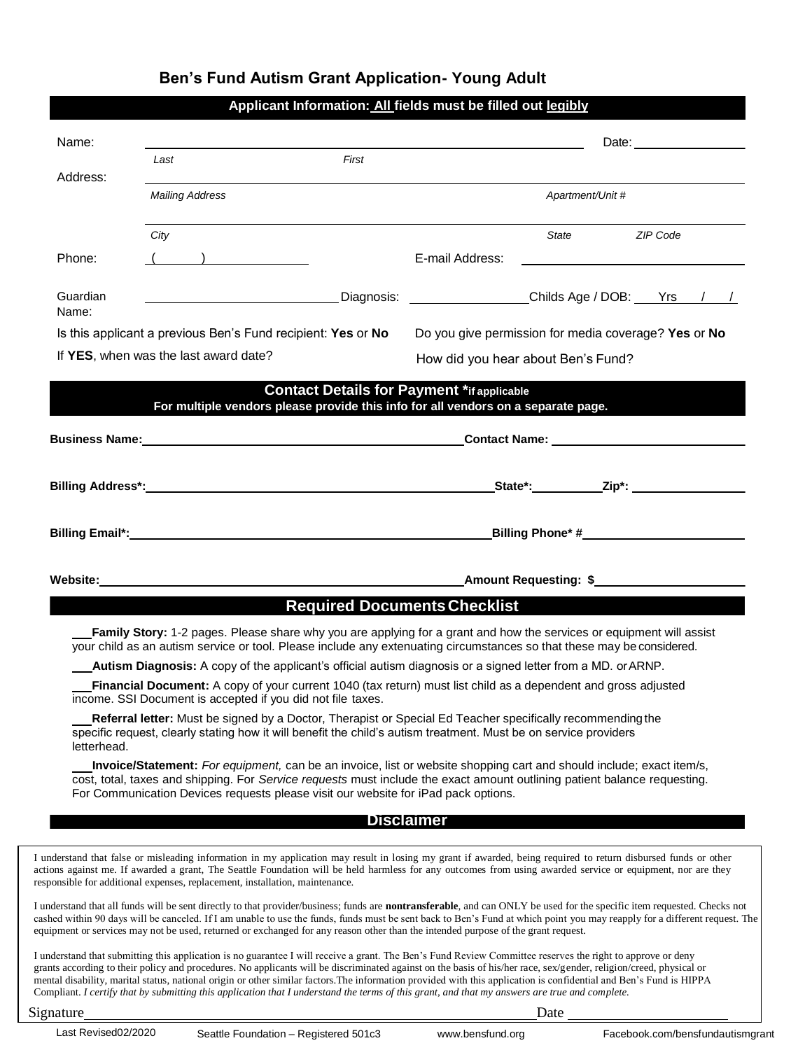# Ben's Fund Autism Grant Application- Young Adult

## Applicant Information: All fields must be filled out legibly

Name: ______________________________ Date: ____________

*Last* *First*

Address: ______________________________

*Mailing Address* *Apartment/Unit #*

*City* *State* *ZIP Code*

Phone: (     ) ____________ E-mail Address: ____________

Guardian Name: ____________ Diagnosis: ____________ Childs Age / DOB: ___Yrs ___/___/

Is this applicant a previous Ben's Fund recipient: **Yes** or **No**

If **YES**, when was the last award date?

Do you give permission for media coverage? **Yes** or **No**

How did you hear about Ben's Fund?

## Contact Details for Payment *if applicable

**For multiple vendors please provide this info for all vendors on a separate page.**

**Business Name:** ____________ **Contact Name:** ____________

**Billing Address*:** ____________ **State*:** ____________ **Zip*:** ____________

**Billing Email*:** ____________ **Billing Phone* #** ____________

**Website:** ____________ **Amount Requesting: $** ____________

## Required Documents Checklist

___**Family Story:** 1-2 pages. Please share why you are applying for a grant and how the services or equipment will assist your child as an autism service or tool. Please include any extenuating circumstances so that these may be considered.

___**Autism Diagnosis:** A copy of the applicant's official autism diagnosis or a signed letter from a MD. or ARNP.

___**Financial Document:** A copy of your current 1040 (tax return) must list child as a dependent and gross adjusted income. SSI Document is accepted if you did not file taxes.

___**Referral letter:** Must be signed by a Doctor, Therapist or Special Ed Teacher specifically recommending the specific request, clearly stating how it will benefit the child's autism treatment. Must be on service providers letterhead.

___**Invoice/Statement:** *For equipment,* can be an invoice, list or website shopping cart and should include; exact item/s, cost, total, taxes and shipping. For *Service requests* must include the exact amount outlining patient balance requesting. For Communication Devices requests please visit our website for iPad pack options.

## Disclaimer

I understand that false or misleading information in my application may result in losing my grant if awarded, being required to return disbursed funds or other actions against me. If awarded a grant, The Seattle Foundation will be held harmless for any outcomes from using awarded service or equipment, nor are they responsible for additional expenses, replacement, installation, maintenance.

I understand that all funds will be sent directly to that provider/business; funds are **nontransferable**, and can ONLY be used for the specific item requested. Checks not cashed within 90 days will be canceled. If I am unable to use the funds, funds must be sent back to Ben's Fund at which point you may reapply for a different request. The equipment or services may not be used, returned or exchanged for any reason other than the intended purpose of the grant request.

I understand that submitting this application is no guarantee I will receive a grant. The Ben's Fund Review Committee reserves the right to approve or deny grants according to their policy and procedures. No applicants will be discriminated against on the basis of his/her race, sex/gender, religion/creed, physical or mental disability, marital status, national origin or other similar factors.The information provided with this application is confidential and Ben's Fund is HIPPA Compliant. *I certify that by submitting this application that I understand the terms of this grant, and that my answers are true and complete.*

Signature ______________________________ Date ____________

Last Revised02/2020 Seattle Foundation – Registered 501c3 www.bensfund.org Facebook.com/bensfundautismgrant